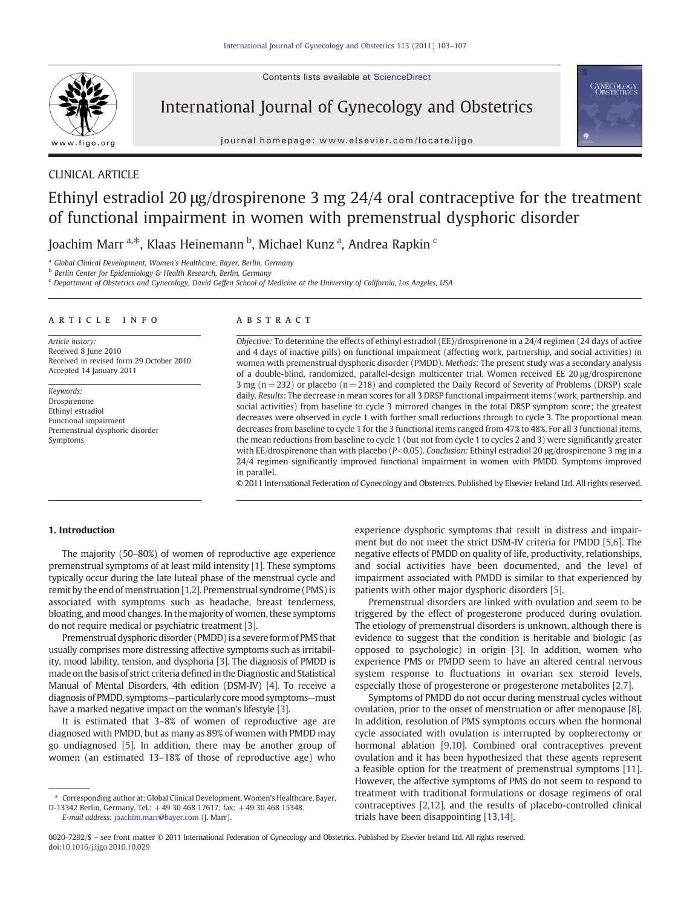CLINICAL ARTICLE

# Ethinyl estradiol 20 μg/drospirenone 3 mg 24/4 oral contraceptive for the treatment of functional impairment in women with premenstrual dysphoric disorder

Joachim Marr [a,*], Klaas Heinemann [b], Michael Kunz [a], Andrea Rapkin [c]

[a] Global Clinical Development, Women's Healthcare, Bayer, Berlin, Germany

[b] Berlin Center for Epidemiology & Health Research, Berlin, Germany

[c] Department of Obstetrics and Gynecology, David Geffen School of Medicine at the University of California, Los Angeles, USA

## ARTICLE INFO

*Article history:*
Received 8 June 2010
Received in revised form 29 October 2010
Accepted 14 January 2011

*Keywords:*
Drospirenone
Ethinyl estradiol
Functional impairment
Premenstrual dysphoric disorder
Symptoms

## ABSTRACT

*Objective:* To determine the effects of ethinyl estradiol (EE)/drospirenone in a 24/4 regimen (24 days of active and 4 days of inactive pills) on functional impairment (affecting work, partnership, and social activities) in women with premenstrual dysphoric disorder (PMDD). *Methods:* The present study was a secondary analysis of a double-blind, randomized, parallel-design multicenter trial. Women received EE 20 μg/drospirenone 3 mg (n = 232) or placebo (n = 218) and completed the Daily Record of Severity of Problems (DRSP) scale daily. *Results:* The decrease in mean scores for all 3 DRSP functional impairment items (work, partnership, and social activities) from baseline to cycle 3 mirrored changes in the total DRSP symptom score; the greatest decreases were observed in cycle 1 with further small reductions through to cycle 3. The proportional mean decreases from baseline to cycle 1 for the 3 functional items ranged from 47% to 48%. For all 3 functional items, the mean reductions from baseline to cycle 1 (but not from cycle 1 to cycles 2 and 3) were significantly greater with EE/drospirenone than with placebo ($P < 0.05$). *Conclusion:* Ethinyl estradiol 20 μg/drospirenone 3 mg in a 24/4 regimen significantly improved functional impairment in women with PMDD. Symptoms improved in parallel.

© 2011 International Federation of Gynecology and Obstetrics. Published by Elsevier Ireland Ltd. All rights reserved.

## 1. Introduction

The majority (50–80%) of women of reproductive age experience premenstrual symptoms of at least mild intensity [1]. These symptoms typically occur during the late luteal phase of the menstrual cycle and remit by the end of menstruation [1,2]. Premenstrual syndrome (PMS) is associated with symptoms such as headache, breast tenderness, bloating, and mood changes. In the majority of women, these symptoms do not require medical or psychiatric treatment [3].

Premenstrual dysphoric disorder (PMDD) is a severe form of PMS that usually comprises more distressing affective symptoms such as irritability, mood lability, tension, and dysphoria [3]. The diagnosis of PMDD is made on the basis of strict criteria defined in the Diagnostic and Statistical Manual of Mental Disorders, 4th edition (DSM-IV) [4]. To receive a diagnosis of PMDD, symptoms—particularly core mood symptoms—must have a marked negative impact on the woman's lifestyle [3].

It is estimated that 3–8% of women of reproductive age are diagnosed with PMDD, but as many as 89% of women with PMDD may go undiagnosed [5]. In addition, there may be another group of women (an estimated 13–18% of those of reproductive age) who experience dysphoric symptoms that result in distress and impairment but do not meet the strict DSM-IV criteria for PMDD [5,6]. The negative effects of PMDD on quality of life, productivity, relationships, and social activities have been documented, and the level of impairment associated with PMDD is similar to that experienced by patients with other major dysphoric disorders [5].

Premenstrual disorders are linked with ovulation and seem to be triggered by the effect of progesterone produced during ovulation. The etiology of premenstrual disorders is unknown, although there is evidence to suggest that the condition is heritable and biologic (as opposed to psychologic) in origin [3]. In addition, women who experience PMS or PMDD seem to have an altered central nervous system response to fluctuations in ovarian sex steroid levels, especially those of progesterone or progesterone metabolites [2,7].

Symptoms of PMDD do not occur during menstrual cycles without ovulation, prior to the onset of menstruation or after menopause [8]. In addition, resolution of PMS symptoms occurs when the hormonal cycle associated with ovulation is interrupted by oopherectomy or hormonal ablation [9,10]. Combined oral contraceptives prevent ovulation and it has been hypothesized that these agents represent a feasible option for the treatment of premenstrual symptoms [11]. However, the affective symptoms of PMS do not seem to respond to treatment with traditional formulations or dosage regimens of oral contraceptives [2,12], and the results of placebo-controlled clinical trials have been disappointing [13,14].

* Corresponding author at: Global Clinical Development, Women's Healthcare, Bayer, D-13342 Berlin, Germany. Tel.: +49 30 468 17617; fax: +49 30 468 15348.
*E-mail address:* joachim.marr@bayer.com (J. Marr).

0020-7292/$ – see front matter © 2011 International Federation of Gynecology and Obstetrics. Published by Elsevier Ireland Ltd. All rights reserved.
doi:10.1016/j.ijgo.2010.10.029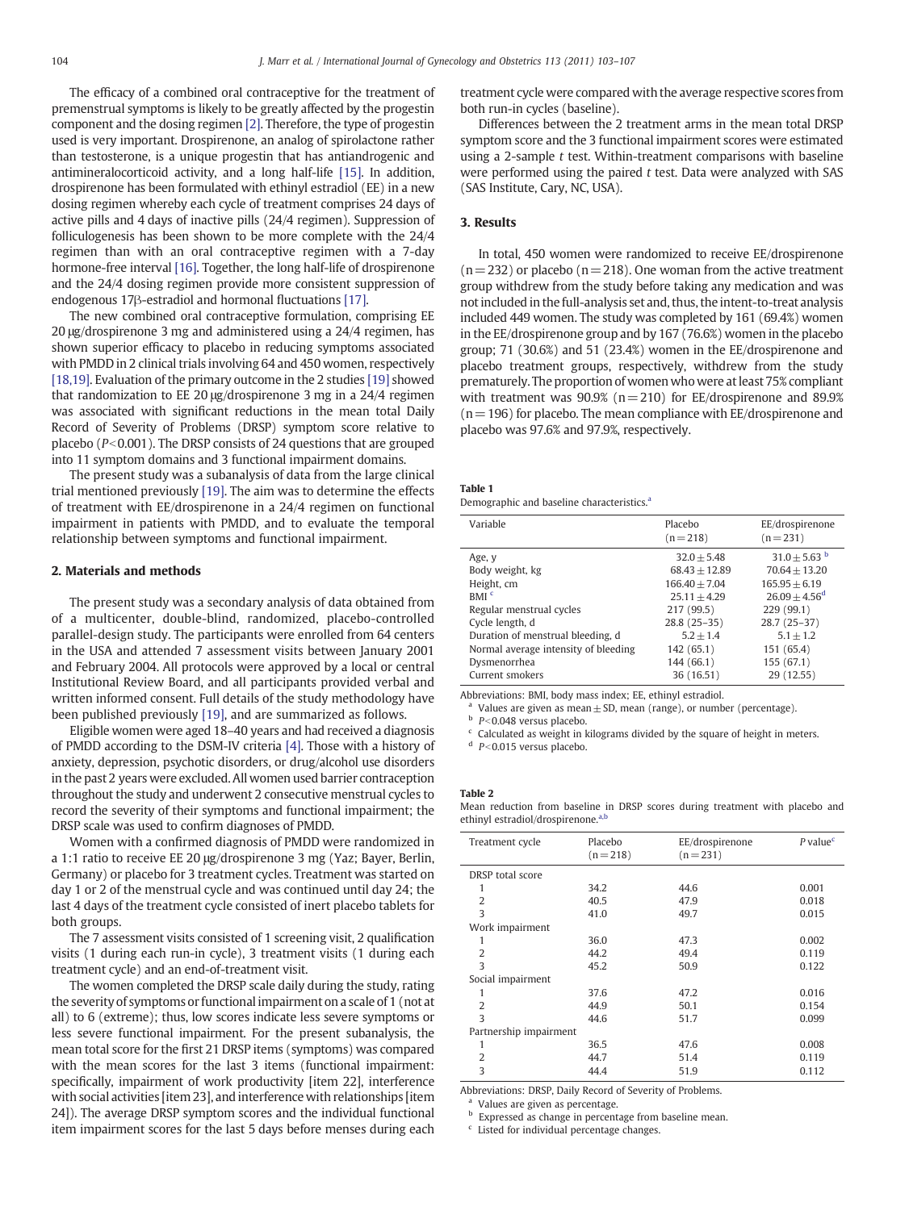The efficacy of a combined oral contraceptive for the treatment of premenstrual symptoms is likely to be greatly affected by the progestin component and the dosing regimen [2]. Therefore, the type of progestin used is very important. Drospirenone, an analog of spirolactone rather than testosterone, is a unique progestin that has antiandrogenic and antimineralocorticoid activity, and a long half-life [15]. In addition, drospirenone has been formulated with ethinyl estradiol (EE) in a new dosing regimen whereby each cycle of treatment comprises 24 days of active pills and 4 days of inactive pills (24/4 regimen). Suppression of folliculogenesis has been shown to be more complete with the 24/4 regimen than with an oral contraceptive regimen with a 7-day hormone-free interval [16]. Together, the long half-life of drospirenone and the 24/4 dosing regimen provide more consistent suppression of endogenous 17β-estradiol and hormonal fluctuations [17].

The new combined oral contraceptive formulation, comprising EE 20 μg/drospirenone 3 mg and administered using a 24/4 regimen, has shown superior efficacy to placebo in reducing symptoms associated with PMDD in 2 clinical trials involving 64 and 450 women, respectively [18,19]. Evaluation of the primary outcome in the 2 studies [19] showed that randomization to EE 20 μg/drospirenone 3 mg in a 24/4 regimen was associated with significant reductions in the mean total Daily Record of Severity of Problems (DRSP) symptom score relative to placebo ($P<0.001$). The DRSP consists of 24 questions that are grouped into 11 symptom domains and 3 functional impairment domains.

The present study was a subanalysis of data from the large clinical trial mentioned previously [19]. The aim was to determine the effects of treatment with EE/drospirenone in a 24/4 regimen on functional impairment in patients with PMDD, and to evaluate the temporal relationship between symptoms and functional impairment.

## 2. Materials and methods

The present study was a secondary analysis of data obtained from of a multicenter, double-blind, randomized, placebo-controlled parallel-design study. The participants were enrolled from 64 centers in the USA and attended 7 assessment visits between January 2001 and February 2004. All protocols were approved by a local or central Institutional Review Board, and all participants provided verbal and written informed consent. Full details of the study methodology have been published previously [19], and are summarized as follows.

Eligible women were aged 18–40 years and had received a diagnosis of PMDD according to the DSM-IV criteria [4]. Those with a history of anxiety, depression, psychotic disorders, or drug/alcohol use disorders in the past 2 years were excluded. All women used barrier contraception throughout the study and underwent 2 consecutive menstrual cycles to record the severity of their symptoms and functional impairment; the DRSP scale was used to confirm diagnoses of PMDD.

Women with a confirmed diagnosis of PMDD were randomized in a 1:1 ratio to receive EE 20 μg/drospirenone 3 mg (Yaz; Bayer, Berlin, Germany) or placebo for 3 treatment cycles. Treatment was started on day 1 or 2 of the menstrual cycle and was continued until day 24; the last 4 days of the treatment cycle consisted of inert placebo tablets for both groups.

The 7 assessment visits consisted of 1 screening visit, 2 qualification visits (1 during each run-in cycle), 3 treatment visits (1 during each treatment cycle) and an end-of-treatment visit.

The women completed the DRSP scale daily during the study, rating the severity of symptoms or functional impairment on a scale of 1 (not at all) to 6 (extreme); thus, low scores indicate less severe symptoms or less severe functional impairment. For the present subanalysis, the mean total score for the first 21 DRSP items (symptoms) was compared with the mean scores for the last 3 items (functional impairment: specifically, impairment of work productivity [item 22], interference with social activities [item 23], and interference with relationships [item 24]). The average DRSP symptom scores and the individual functional item impairment scores for the last 5 days before menses during each treatment cycle were compared with the average respective scores from both run-in cycles (baseline).

Differences between the 2 treatment arms in the mean total DRSP symptom score and the 3 functional impairment scores were estimated using a 2-sample $t$ test. Within-treatment comparisons with baseline were performed using the paired $t$ test. Data were analyzed with SAS (SAS Institute, Cary, NC, USA).

## 3. Results

In total, 450 women were randomized to receive EE/drospirenone ($n=232$) or placebo ($n=218$). One woman from the active treatment group withdrew from the study before taking any medication and was not included in the full-analysis set and, thus, the intent-to-treat analysis included 449 women. The study was completed by 161 (69.4%) women in the EE/drospirenone group and by 167 (76.6%) women in the placebo group; 71 (30.6%) and 51 (23.4%) women in the EE/drospirenone and placebo treatment groups, respectively, withdrew from the study prematurely. The proportion of women who were at least 75% compliant with treatment was 90.9% ($n=210$) for EE/drospirenone and 89.9% ($n=196$) for placebo. The mean compliance with EE/drospirenone and placebo was 97.6% and 97.9%, respectively.

**Table 1**
Demographic and baseline characteristics.[a]

| Variable | Placebo ($n=218$) | EE/drospirenone ($n=231$) |
|---|---|---|
| Age, y | $32.0 \pm 5.48$ | $31.0 \pm 5.63$ [b] |
| Body weight, kg | $68.43 \pm 12.89$ | $70.64 \pm 13.20$ |
| Height, cm | $166.40 \pm 7.04$ | $165.95 \pm 6.19$ |
| BMI [c] | $25.11 \pm 4.29$ | $26.09 \pm 4.56$[d] |
| Regular menstrual cycles | 217 (99.5) | 229 (99.1) |
| Cycle length, d | 28.8 (25–35) | 28.7 (25–37) |
| Duration of menstrual bleeding, d | $5.2 \pm 1.4$ | $5.1 \pm 1.2$ |
| Normal average intensity of bleeding | 142 (65.1) | 151 (65.4) |
| Dysmenorrhea | 144 (66.1) | 155 (67.1) |
| Current smokers | 36 (16.51) | 29 (12.55) |

Abbreviations: BMI, body mass index; EE, ethinyl estradiol.
[a] Values are given as mean ± SD, mean (range), or number (percentage).
[b] $P<0.048$ versus placebo.
[c] Calculated as weight in kilograms divided by the square of height in meters.
[d] $P<0.015$ versus placebo.

**Table 2**
Mean reduction from baseline in DRSP scores during treatment with placebo and ethinyl estradiol/drospirenone.[a,b]

| Treatment cycle | Placebo ($n=218$) | EE/drospirenone ($n=231$) | $P$ value[c] |
|---|---|---|---|
| DRSP total score | | | |
| 1 | 34.2 | 44.6 | 0.001 |
| 2 | 40.5 | 47.9 | 0.018 |
| 3 | 41.0 | 49.7 | 0.015 |
| Work impairment | | | |
| 1 | 36.0 | 47.3 | 0.002 |
| 2 | 44.2 | 49.4 | 0.119 |
| 3 | 45.2 | 50.9 | 0.122 |
| Social impairment | | | |
| 1 | 37.6 | 47.2 | 0.016 |
| 2 | 44.9 | 50.1 | 0.154 |
| 3 | 44.6 | 51.7 | 0.099 |
| Partnership impairment | | | |
| 1 | 36.5 | 47.6 | 0.008 |
| 2 | 44.7 | 51.4 | 0.119 |
| 3 | 44.4 | 51.9 | 0.112 |

Abbreviations: DRSP, Daily Record of Severity of Problems.
[a] Values are given as percentage.
[b] Expressed as change in percentage from baseline mean.
[c] Listed for individual percentage changes.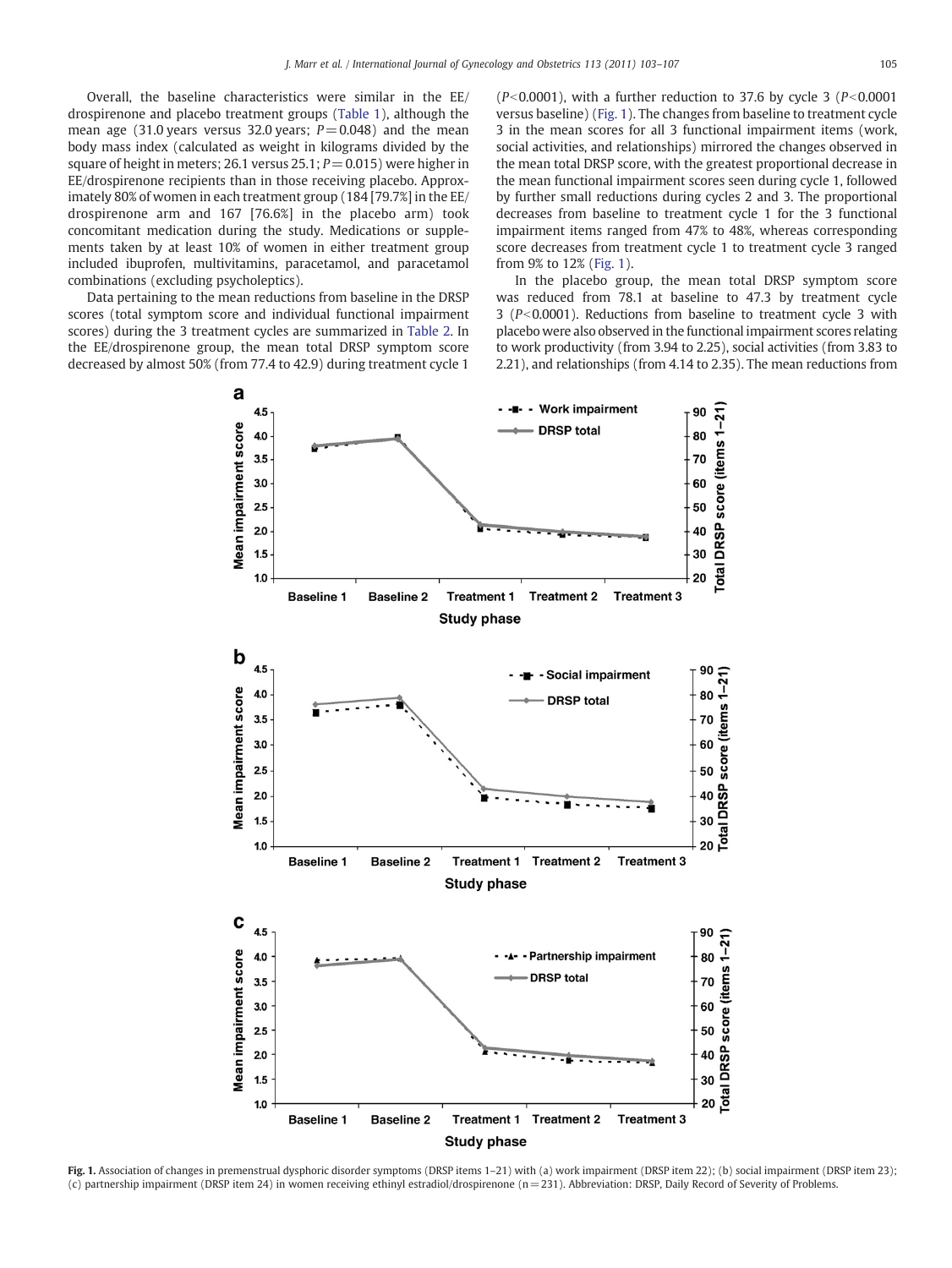Overall, the baseline characteristics were similar in the EE/drospirenone and placebo treatment groups (Table 1), although the mean age (31.0 years versus 32.0 years; $P = 0.048$) and the mean body mass index (calculated as weight in kilograms divided by the square of height in meters; 26.1 versus 25.1; $P = 0.015$) were higher in EE/drospirenone recipients than in those receiving placebo. Approximately 80% of women in each treatment group (184 [79.7%] in the EE/drospirenone arm and 167 [76.6%] in the placebo arm) took concomitant medication during the study. Medications or supplements taken by at least 10% of women in either treatment group included ibuprofen, multivitamins, paracetamol, and paracetamol combinations (excluding psycholeptics).

Data pertaining to the mean reductions from baseline in the DRSP scores (total symptom score and individual functional impairment scores) during the 3 treatment cycles are summarized in Table 2. In the EE/drospirenone group, the mean total DRSP symptom score decreased by almost 50% (from 77.4 to 42.9) during treatment cycle 1 ($P < 0.0001$), with a further reduction to 37.6 by cycle 3 ($P < 0.0001$ versus baseline) (Fig. 1). The changes from baseline to treatment cycle 3 in the mean scores for all 3 functional impairment items (work, social activities, and relationships) mirrored the changes observed in the mean total DRSP score, with the greatest proportional decrease in the mean functional impairment scores seen during cycle 1, followed by further small reductions during cycles 2 and 3. The proportional decreases from baseline to treatment cycle 1 for the 3 functional impairment items ranged from 47% to 48%, whereas corresponding score decreases from treatment cycle 1 to treatment cycle 3 ranged from 9% to 12% (Fig. 1).

In the placebo group, the mean total DRSP symptom score was reduced from 78.1 at baseline to 47.3 by treatment cycle 3 ($P < 0.0001$). Reductions from baseline to treatment cycle 3 with placebo were also observed in the functional impairment scores relating to work productivity (from 3.94 to 2.25), social activities (from 3.83 to 2.21), and relationships (from 4.14 to 2.35). The mean reductions from

a

Work impairment
DRSP total

Mean impairment score
4.5
4.0
3.5
3.0
2.5
2.0
1.5
1.0

Total DRSP score (items 1–21)
90
80
70
60
50
40
30
20

Baseline 1 Baseline 2 Treatment 1 Treatment 2 Treatment 3
Study phase

b

Social impairment
DRSP total

Mean impairment score
4.5
4.0
3.5
3.0
2.5
2.0
1.5
1.0

Total DRSP score (items 1–21)
90
80
70
60
50
40
30
20

Baseline 1 Baseline 2 Treatment 1 Treatment 2 Treatment 3
Study phase

c

Partnership impairment
DRSP total

Mean impairment score
4.5
4.0
3.5
3.0
2.5
2.0
1.5
1.0

Total DRSP score (items 1–21)
90
80
70
60
50
40
30
20

Baseline 1 Baseline 2 Treatment 1 Treatment 2 Treatment 3
Study phase

**Fig. 1.** Association of changes in premenstrual dysphoric disorder symptoms (DRSP items 1–21) with (a) work impairment (DRSP item 22); (b) social impairment (DRSP item 23); (c) partnership impairment (DRSP item 24) in women receiving ethinyl estradiol/drospirenone (n = 231). Abbreviation: DRSP, Daily Record of Severity of Problems.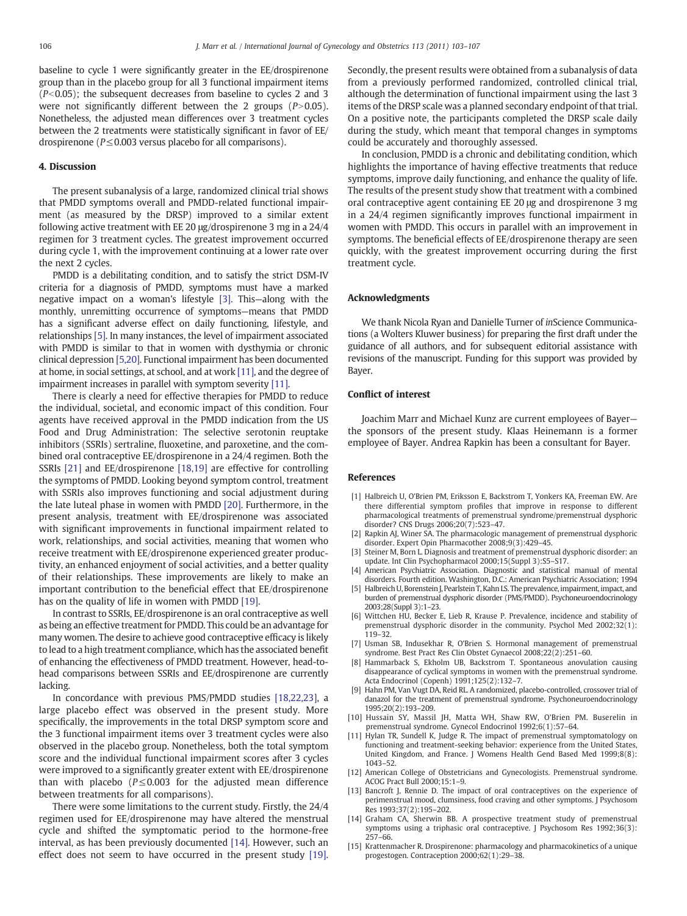baseline to cycle 1 were significantly greater in the EE/drospirenone group than in the placebo group for all 3 functional impairment items ($P<0.05$); the subsequent decreases from baseline to cycles 2 and 3 were not significantly different between the 2 groups ($P>0.05$). Nonetheless, the adjusted mean differences over 3 treatment cycles between the 2 treatments were statistically significant in favor of EE/drospirenone ($P \leq 0.003$ versus placebo for all comparisons).

## 4. Discussion

The present subanalysis of a large, randomized clinical trial shows that PMDD symptoms overall and PMDD-related functional impairment (as measured by the DRSP) improved to a similar extent following active treatment with EE 20 μg/drospirenone 3 mg in a 24/4 regimen for 3 treatment cycles. The greatest improvement occurred during cycle 1, with the improvement continuing at a lower rate over the next 2 cycles.

PMDD is a debilitating condition, and to satisfy the strict DSM-IV criteria for a diagnosis of PMDD, symptoms must have a marked negative impact on a woman's lifestyle [3]. This—along with the monthly, unremitting occurrence of symptoms—means that PMDD has a significant adverse effect on daily functioning, lifestyle, and relationships [5]. In many instances, the level of impairment associated with PMDD is similar to that in women with dysthymia or chronic clinical depression [5,20]. Functional impairment has been documented at home, in social settings, at school, and at work [11], and the degree of impairment increases in parallel with symptom severity [11].

There is clearly a need for effective therapies for PMDD to reduce the individual, societal, and economic impact of this condition. Four agents have received approval in the PMDD indication from the US Food and Drug Administration: The selective serotonin reuptake inhibitors (SSRIs) sertraline, fluoxetine, and paroxetine, and the combined oral contraceptive EE/drospirenone in a 24/4 regimen. Both the SSRIs [21] and EE/drospirenone [18,19] are effective for controlling the symptoms of PMDD. Looking beyond symptom control, treatment with SSRIs also improves functioning and social adjustment during the late luteal phase in women with PMDD [20]. Furthermore, in the present analysis, treatment with EE/drospirenone was associated with significant improvements in functional impairment related to work, relationships, and social activities, meaning that women who receive treatment with EE/drospirenone experienced greater productivity, an enhanced enjoyment of social activities, and a better quality of their relationships. These improvements are likely to make an important contribution to the beneficial effect that EE/drospirenone has on the quality of life in women with PMDD [19].

In contrast to SSRIs, EE/drospirenone is an oral contraceptive as well as being an effective treatment for PMDD. This could be an advantage for many women. The desire to achieve good contraceptive efficacy is likely to lead to a high treatment compliance, which has the associated benefit of enhancing the effectiveness of PMDD treatment. However, head-to-head comparisons between SSRIs and EE/drospirenone are currently lacking.

In concordance with previous PMS/PMDD studies [18,22,23], a large placebo effect was observed in the present study. More specifically, the improvements in the total DRSP symptom score and the 3 functional impairment items over 3 treatment cycles were also observed in the placebo group. Nonetheless, both the total symptom score and the individual functional impairment scores after 3 cycles were improved to a significantly greater extent with EE/drospirenone than with placebo ($P \leq 0.003$ for the adjusted mean difference between treatments for all comparisons).

There were some limitations to the current study. Firstly, the 24/4 regimen used for EE/drospirenone may have altered the menstrual cycle and shifted the symptomatic period to the hormone-free interval, as has been previously documented [14]. However, such an effect does not seem to have occurred in the present study [19]. Secondly, the present results were obtained from a subanalysis of data from a previously performed randomized, controlled clinical trial, although the determination of functional impairment using the last 3 items of the DRSP scale was a planned secondary endpoint of that trial. On a positive note, the participants completed the DRSP scale daily during the study, which meant that temporal changes in symptoms could be accurately and thoroughly assessed.

In conclusion, PMDD is a chronic and debilitating condition, which highlights the importance of having effective treatments that reduce symptoms, improve daily functioning, and enhance the quality of life. The results of the present study show that treatment with a combined oral contraceptive agent containing EE 20 μg and drospirenone 3 mg in a 24/4 regimen significantly improves functional impairment in women with PMDD. This occurs in parallel with an improvement in symptoms. The beneficial effects of EE/drospirenone therapy are seen quickly, with the greatest improvement occurring during the first treatment cycle.

## Acknowledgments

We thank Nicola Ryan and Danielle Turner of *in*Science Communications (a Wolters Kluwer business) for preparing the first draft under the guidance of all authors, and for subsequent editorial assistance with revisions of the manuscript. Funding for this support was provided by Bayer.

## Conflict of interest

Joachim Marr and Michael Kunz are current employees of Bayer—the sponsors of the present study. Klaas Heinemann is a former employee of Bayer. Andrea Rapkin has been a consultant for Bayer.

## References

[1] Halbreich U, O'Brien PM, Eriksson E, Backstrom T, Yonkers KA, Freeman EW. Are there differential symptom profiles that improve in response to different pharmacological treatments of premenstrual syndrome/premenstrual dysphoric disorder? CNS Drugs 2006;20(7):523–47.

[2] Rapkin AJ, Winer SA. The pharmacologic management of premenstrual dysphoric disorder. Expert Opin Pharmacother 2008;9(3):429–45.

[3] Steiner M, Born L. Diagnosis and treatment of premenstrual dysphoric disorder: an update. Int Clin Psychopharmacol 2000;15(Suppl 3):S5–S17.

[4] American Psychiatric Association. Diagnostic and statistical manual of mental disorders. Fourth edition. Washington, D.C.: American Psychiatric Association; 1994

[5] Halbreich U, Borenstein J, Pearlstein T, Kahn LS. The prevalence, impairment, impact, and burden of premenstrual dysphoric disorder (PMS/PMDD). Psychoneuroendocrinology 2003;28(Suppl 3):1–23.

[6] Wittchen HU, Becker E, Lieb R, Krause P. Prevalence, incidence and stability of premenstrual dysphoric disorder in the community. Psychol Med 2002;32(1):119–32.

[7] Usman SB, Indusekhar R, O'Brien S. Hormonal management of premenstrual syndrome. Best Pract Res Clin Obstet Gynaecol 2008;22(2):251–60.

[8] Hammarback S, Ekholm UB, Backstrom T. Spontaneous anovulation causing disappearance of cyclical symptoms in women with the premenstrual syndrome. Acta Endocrinol (Copenh) 1991;125(2):132–7.

[9] Hahn PM, Van Vugt DA, Reid RL. A randomized, placebo-controlled, crossover trial of danazol for the treatment of premenstrual syndrome. Psychoneuroendocrinology 1995;20(2):193–209.

[10] Hussain SY, Massil JH, Matta WH, Shaw RW, O'Brien PM. Buserelin in premenstrual syndrome. Gynecol Endocrinol 1992;6(1):57–64.

[11] Hylan TR, Sundell K, Judge R. The impact of premenstrual symptomatology on functioning and treatment-seeking behavior: experience from the United States, United Kingdom, and France. J Womens Health Gend Based Med 1999;8(8):1043–52.

[12] American College of Obstetricians and Gynecologists. Premenstrual syndrome. ACOG Pract Bull 2000;15:1–9.

[13] Bancroft J, Rennie D. The impact of oral contraceptives on the experience of perimenstrual mood, clumsiness, food craving and other symptoms. J Psychosom Res 1993;37(2):195–202.

[14] Graham CA, Sherwin BB. A prospective treatment study of premenstrual symptoms using a triphasic oral contraceptive. J Psychosom Res 1992;36(3):257–66.

[15] Krattenmacher R. Drospirenone: pharmacology and pharmacokinetics of a unique progestogen. Contraception 2000;62(1):29–38.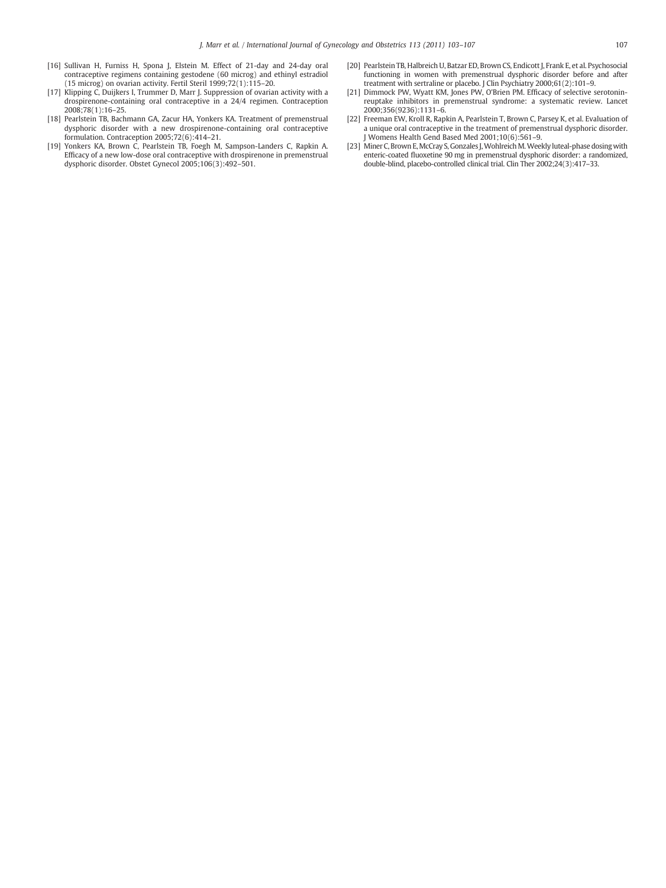[16] Sullivan H, Furniss H, Spona J, Elstein M. Effect of 21-day and 24-day oral contraceptive regimens containing gestodene (60 microg) and ethinyl estradiol (15 microg) on ovarian activity. Fertil Steril 1999;72(1):115–20.

[17] Klipping C, Duijkers I, Trummer D, Marr J. Suppression of ovarian activity with a drospirenone-containing oral contraceptive in a 24/4 regimen. Contraception 2008;78(1):16–25.

[18] Pearlstein TB, Bachmann GA, Zacur HA, Yonkers KA. Treatment of premenstrual dysphoric disorder with a new drospirenone-containing oral contraceptive formulation. Contraception 2005;72(6):414–21.

[19] Yonkers KA, Brown C, Pearlstein TB, Foegh M, Sampson-Landers C, Rapkin A. Efficacy of a new low-dose oral contraceptive with drospirenone in premenstrual dysphoric disorder. Obstet Gynecol 2005;106(3):492–501.

[20] Pearlstein TB, Halbreich U, Batzar ED, Brown CS, Endicott J, Frank E, et al. Psychosocial functioning in women with premenstrual dysphoric disorder before and after treatment with sertraline or placebo. J Clin Psychiatry 2000;61(2):101–9.

[21] Dimmock PW, Wyatt KM, Jones PW, O'Brien PM. Efficacy of selective serotonin-reuptake inhibitors in premenstrual syndrome: a systematic review. Lancet 2000;356(9236):1131–6.

[22] Freeman EW, Kroll R, Rapkin A, Pearlstein T, Brown C, Parsey K, et al. Evaluation of a unique oral contraceptive in the treatment of premenstrual dysphoric disorder. J Womens Health Gend Based Med 2001;10(6):561–9.

[23] Miner C, Brown E, McCray S, Gonzales J, Wohlreich M. Weekly luteal-phase dosing with enteric-coated fluoxetine 90 mg in premenstrual dysphoric disorder: a randomized, double-blind, placebo-controlled clinical trial. Clin Ther 2002;24(3):417–33.